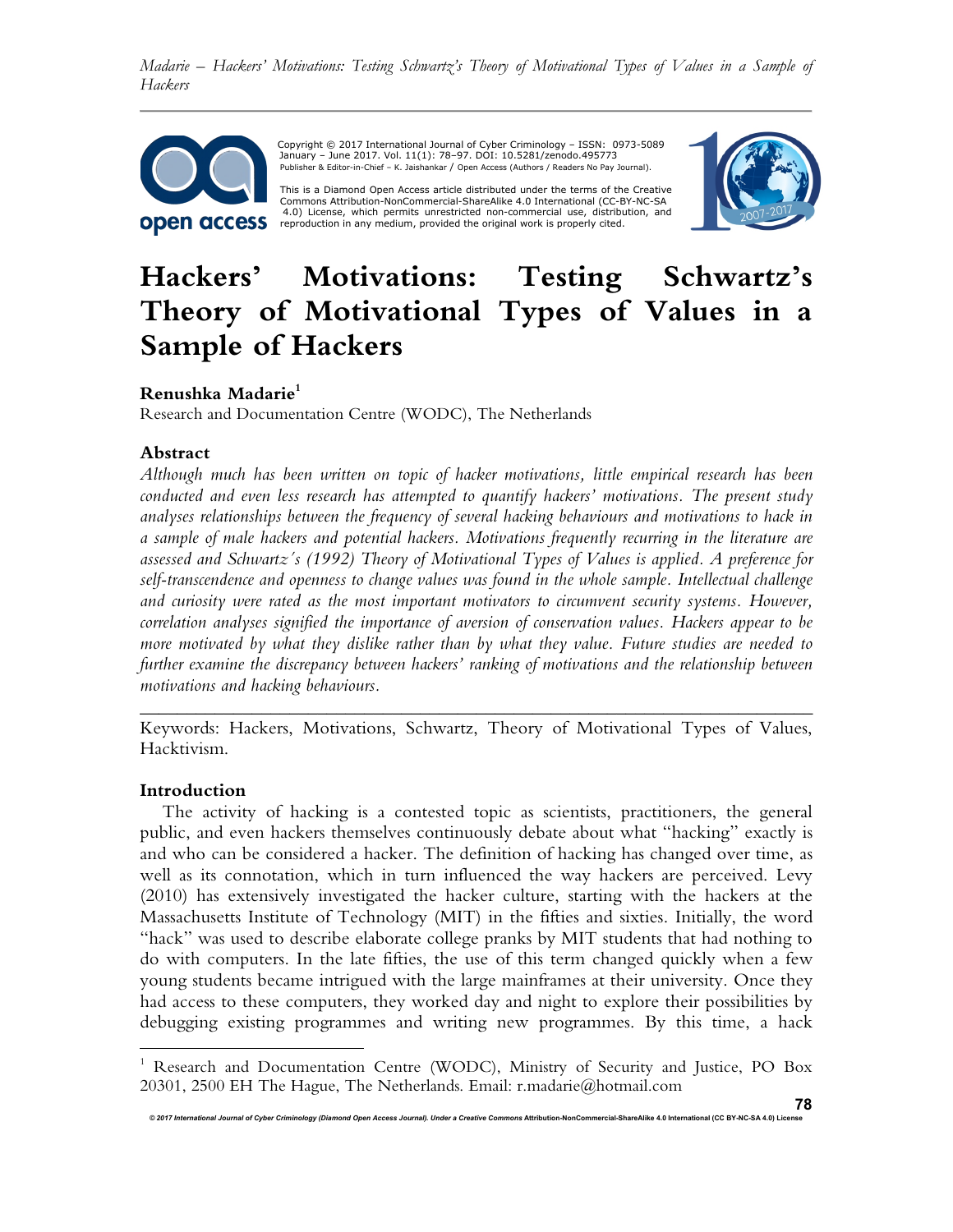Copyright © 2017 International Journal of Cyber Criminology – ISSN: 0973-5089 January – June 2017. Vol. 11(1): 78–97. DOI: 10.5281/zenodo.495773
Publisher & Editor-in-Chief – K. Jaishankar / Open Access (Authors / Readers No Pay Journal).

This is a Diamond Open Access article distributed under the terms of the Creative Commons Attribution-NonCommercial-ShareAlike 4.0 International (CC-BY-NC-SA 4.0) License, which permits unrestricted non-commercial use, distribution, and reproduction in any medium, provided the original work is properly cited.

# Hackers' Motivations: Testing Schwartz's Theory of Motivational Types of Values in a Sample of Hackers

**Renushka Madarie**[1]
Research and Documentation Centre (WODC), The Netherlands

### Abstract

*Although much has been written on topic of hacker motivations, little empirical research has been conducted and even less research has attempted to quantify hackers' motivations. The present study analyses relationships between the frequency of several hacking behaviours and motivations to hack in a sample of male hackers and potential hackers. Motivations frequently recurring in the literature are assessed and Schwartz's (1992) Theory of Motivational Types of Values is applied. A preference for self-transcendence and openness to change values was found in the whole sample. Intellectual challenge and curiosity were rated as the most important motivators to circumvent security systems. However, correlation analyses signified the importance of aversion of conservation values. Hackers appear to be more motivated by what they dislike rather than by what they value. Future studies are needed to further examine the discrepancy between hackers' ranking of motivations and the relationship between motivations and hacking behaviours.*

---

Keywords: Hackers, Motivations, Schwartz, Theory of Motivational Types of Values, Hacktivism.

### Introduction

The activity of hacking is a contested topic as scientists, practitioners, the general public, and even hackers themselves continuously debate about what "hacking" exactly is and who can be considered a hacker. The definition of hacking has changed over time, as well as its connotation, which in turn influenced the way hackers are perceived. Levy (2010) has extensively investigated the hacker culture, starting with the hackers at the Massachusetts Institute of Technology (MIT) in the fifties and sixties. Initially, the word "hack" was used to describe elaborate college pranks by MIT students that had nothing to do with computers. In the late fifties, the use of this term changed quickly when a few young students became intrigued with the large mainframes at their university. Once they had access to these computers, they worked day and night to explore their possibilities by debugging existing programmes and writing new programmes. By this time, a hack

---

[1] Research and Documentation Centre (WODC), Ministry of Security and Justice, PO Box 20301, 2500 EH The Hague, The Netherlands. Email: r.madarie@hotmail.com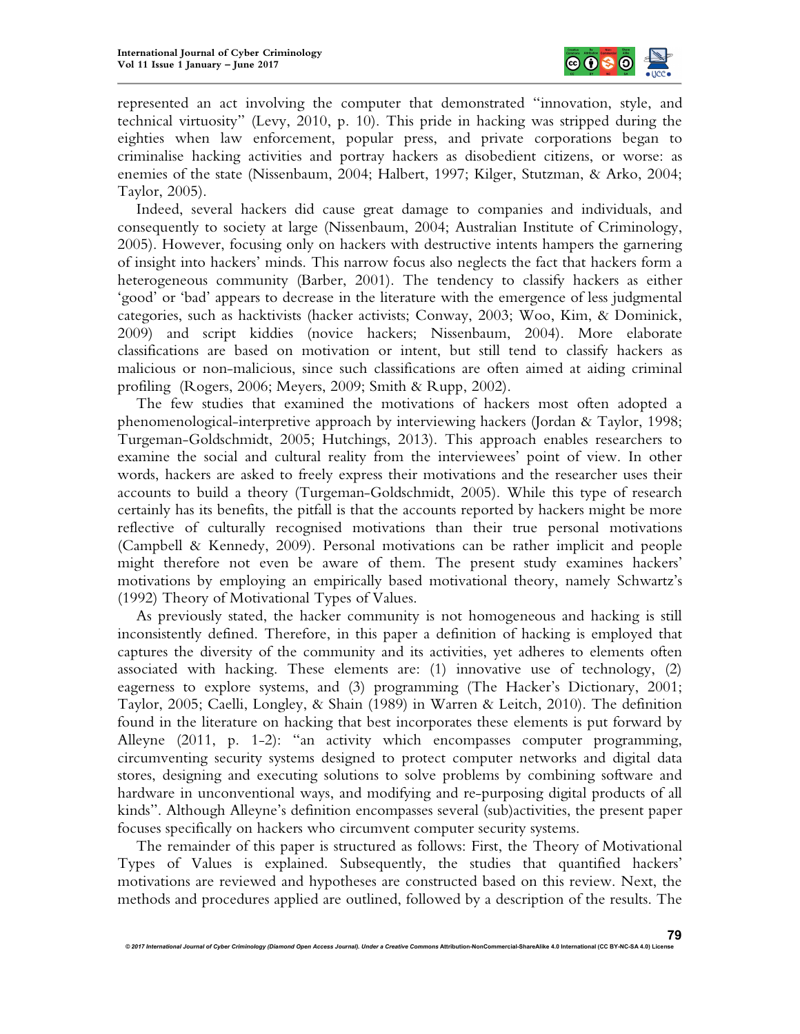represented an act involving the computer that demonstrated "innovation, style, and technical virtuosity" (Levy, 2010, p. 10). This pride in hacking was stripped during the eighties when law enforcement, popular press, and private corporations began to criminalise hacking activities and portray hackers as disobedient citizens, or worse: as enemies of the state (Nissenbaum, 2004; Halbert, 1997; Kilger, Stutzman, & Arko, 2004; Taylor, 2005).

Indeed, several hackers did cause great damage to companies and individuals, and consequently to society at large (Nissenbaum, 2004; Australian Institute of Criminology, 2005). However, focusing only on hackers with destructive intents hampers the garnering of insight into hackers' minds. This narrow focus also neglects the fact that hackers form a heterogeneous community (Barber, 2001). The tendency to classify hackers as either 'good' or 'bad' appears to decrease in the literature with the emergence of less judgmental categories, such as hacktivists (hacker activists; Conway, 2003; Woo, Kim, & Dominick, 2009) and script kiddies (novice hackers; Nissenbaum, 2004). More elaborate classifications are based on motivation or intent, but still tend to classify hackers as malicious or non-malicious, since such classifications are often aimed at aiding criminal profiling (Rogers, 2006; Meyers, 2009; Smith & Rupp, 2002).

The few studies that examined the motivations of hackers most often adopted a phenomenological-interpretive approach by interviewing hackers (Jordan & Taylor, 1998; Turgeman-Goldschmidt, 2005; Hutchings, 2013). This approach enables researchers to examine the social and cultural reality from the interviewees' point of view. In other words, hackers are asked to freely express their motivations and the researcher uses their accounts to build a theory (Turgeman-Goldschmidt, 2005). While this type of research certainly has its benefits, the pitfall is that the accounts reported by hackers might be more reflective of culturally recognised motivations than their true personal motivations (Campbell & Kennedy, 2009). Personal motivations can be rather implicit and people might therefore not even be aware of them. The present study examines hackers' motivations by employing an empirically based motivational theory, namely Schwartz's (1992) Theory of Motivational Types of Values.

As previously stated, the hacker community is not homogeneous and hacking is still inconsistently defined. Therefore, in this paper a definition of hacking is employed that captures the diversity of the community and its activities, yet adheres to elements often associated with hacking. These elements are: (1) innovative use of technology, (2) eagerness to explore systems, and (3) programming (The Hacker's Dictionary, 2001; Taylor, 2005; Caelli, Longley, & Shain (1989) in Warren & Leitch, 2010). The definition found in the literature on hacking that best incorporates these elements is put forward by Alleyne (2011, p. 1-2): "an activity which encompasses computer programming, circumventing security systems designed to protect computer networks and digital data stores, designing and executing solutions to solve problems by combining software and hardware in unconventional ways, and modifying and re-purposing digital products of all kinds". Although Alleyne's definition encompasses several (sub)activities, the present paper focuses specifically on hackers who circumvent computer security systems.

The remainder of this paper is structured as follows: First, the Theory of Motivational Types of Values is explained. Subsequently, the studies that quantified hackers' motivations are reviewed and hypotheses are constructed based on this review. Next, the methods and procedures applied are outlined, followed by a description of the results. The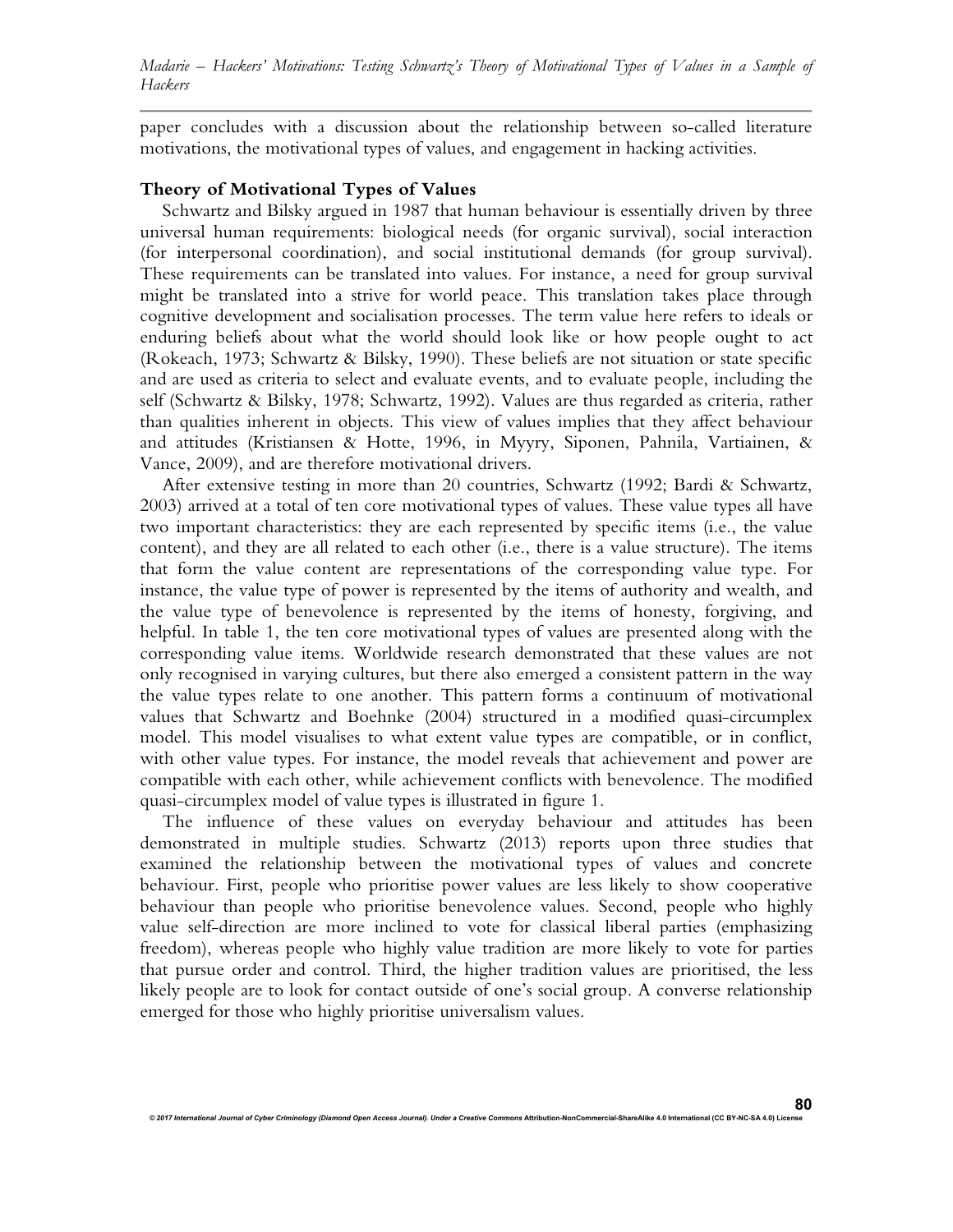paper concludes with a discussion about the relationship between so-called literature motivations, the motivational types of values, and engagement in hacking activities.

## Theory of Motivational Types of Values

Schwartz and Bilsky argued in 1987 that human behaviour is essentially driven by three universal human requirements: biological needs (for organic survival), social interaction (for interpersonal coordination), and social institutional demands (for group survival). These requirements can be translated into values. For instance, a need for group survival might be translated into a strive for world peace. This translation takes place through cognitive development and socialisation processes. The term value here refers to ideals or enduring beliefs about what the world should look like or how people ought to act (Rokeach, 1973; Schwartz & Bilsky, 1990). These beliefs are not situation or state specific and are used as criteria to select and evaluate events, and to evaluate people, including the self (Schwartz & Bilsky, 1978; Schwartz, 1992). Values are thus regarded as criteria, rather than qualities inherent in objects. This view of values implies that they affect behaviour and attitudes (Kristiansen & Hotte, 1996, in Myyry, Siponen, Pahnila, Vartiainen, & Vance, 2009), and are therefore motivational drivers.

After extensive testing in more than 20 countries, Schwartz (1992; Bardi & Schwartz, 2003) arrived at a total of ten core motivational types of values. These value types all have two important characteristics: they are each represented by specific items (i.e., the value content), and they are all related to each other (i.e., there is a value structure). The items that form the value content are representations of the corresponding value type. For instance, the value type of power is represented by the items of authority and wealth, and the value type of benevolence is represented by the items of honesty, forgiving, and helpful. In table 1, the ten core motivational types of values are presented along with the corresponding value items. Worldwide research demonstrated that these values are not only recognised in varying cultures, but there also emerged a consistent pattern in the way the value types relate to one another. This pattern forms a continuum of motivational values that Schwartz and Boehnke (2004) structured in a modified quasi-circumplex model. This model visualises to what extent value types are compatible, or in conflict, with other value types. For instance, the model reveals that achievement and power are compatible with each other, while achievement conflicts with benevolence. The modified quasi-circumplex model of value types is illustrated in figure 1.

The influence of these values on everyday behaviour and attitudes has been demonstrated in multiple studies. Schwartz (2013) reports upon three studies that examined the relationship between the motivational types of values and concrete behaviour. First, people who prioritise power values are less likely to show cooperative behaviour than people who prioritise benevolence values. Second, people who highly value self-direction are more inclined to vote for classical liberal parties (emphasizing freedom), whereas people who highly value tradition are more likely to vote for parties that pursue order and control. Third, the higher tradition values are prioritised, the less likely people are to look for contact outside of one's social group. A converse relationship emerged for those who highly prioritise universalism values.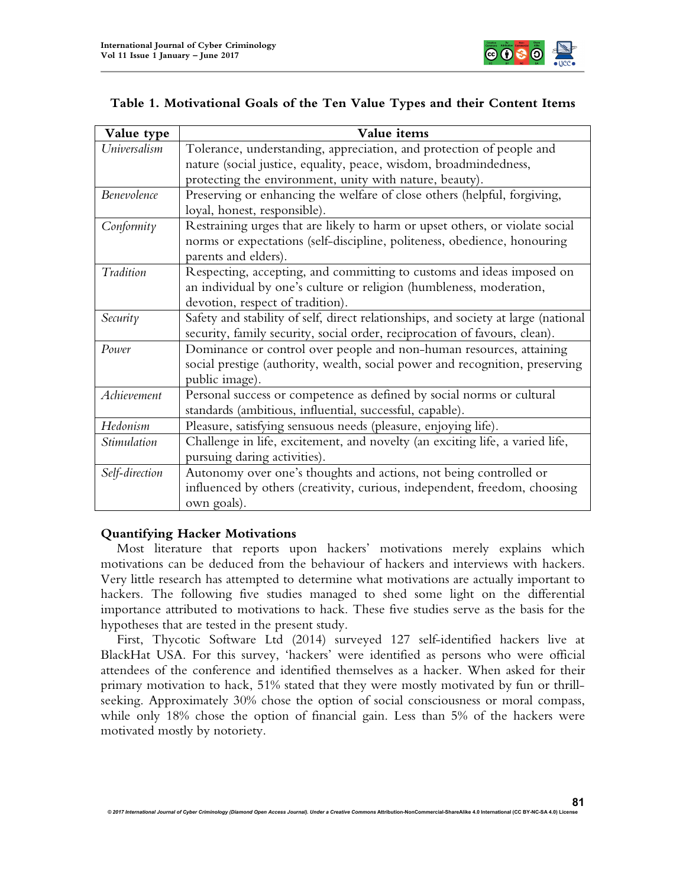**Table 1. Motivational Goals of the Ten Value Types and their Content Items**

| Value type | Value items |
|---|---|
| *Universalism* | Tolerance, understanding, appreciation, and protection of people and nature (social justice, equality, peace, wisdom, broadmindedness, protecting the environment, unity with nature, beauty). |
| *Benevolence* | Preserving or enhancing the welfare of close others (helpful, forgiving, loyal, honest, responsible). |
| *Conformity* | Restraining urges that are likely to harm or upset others, or violate social norms or expectations (self-discipline, politeness, obedience, honouring parents and elders). |
| *Tradition* | Respecting, accepting, and committing to customs and ideas imposed on an individual by one's culture or religion (humbleness, moderation, devotion, respect of tradition). |
| *Security* | Safety and stability of self, direct relationships, and society at large (national security, family security, social order, reciprocation of favours, clean). |
| *Power* | Dominance or control over people and non-human resources, attaining social prestige (authority, wealth, social power and recognition, preserving public image). |
| *Achievement* | Personal success or competence as defined by social norms or cultural standards (ambitious, influential, successful, capable). |
| *Hedonism* | Pleasure, satisfying sensuous needs (pleasure, enjoying life). |
| *Stimulation* | Challenge in life, excitement, and novelty (an exciting life, a varied life, pursuing daring activities). |
| *Self-direction* | Autonomy over one's thoughts and actions, not being controlled or influenced by others (creativity, curious, independent, freedom, choosing own goals). |

**Quantifying Hacker Motivations**

Most literature that reports upon hackers' motivations merely explains which motivations can be deduced from the behaviour of hackers and interviews with hackers. Very little research has attempted to determine what motivations are actually important to hackers. The following five studies managed to shed some light on the differential importance attributed to motivations to hack. These five studies serve as the basis for the hypotheses that are tested in the present study.

First, Thycotic Software Ltd (2014) surveyed 127 self-identified hackers live at BlackHat USA. For this survey, 'hackers' were identified as persons who were official attendees of the conference and identified themselves as a hacker. When asked for their primary motivation to hack, 51% stated that they were mostly motivated by fun or thrill-seeking. Approximately 30% chose the option of social consciousness or moral compass, while only 18% chose the option of financial gain. Less than 5% of the hackers were motivated mostly by notoriety.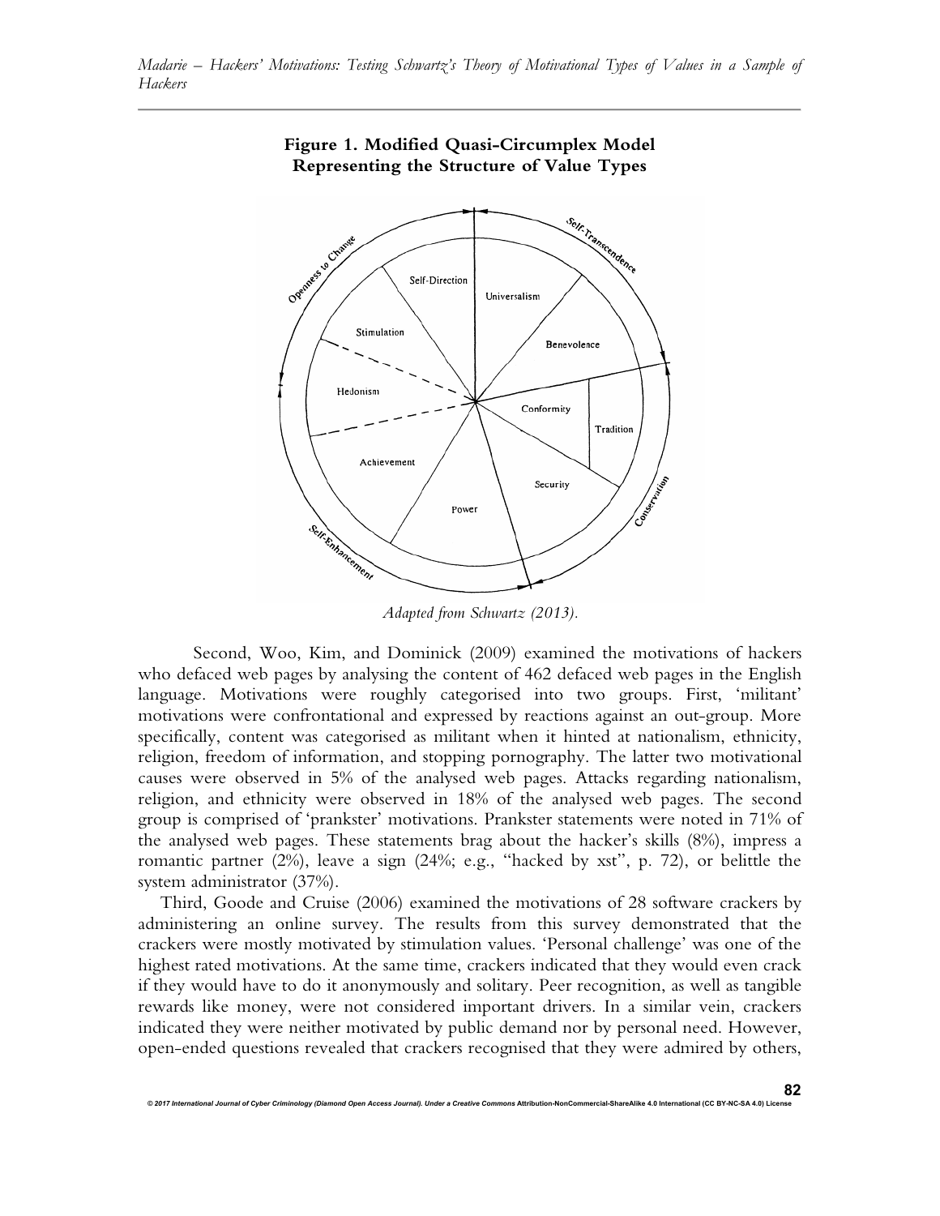**Figure 1. Modified Quasi-Circumplex Model Representing the Structure of Value Types**

*Adapted from Schwartz (2013).*

Second, Woo, Kim, and Dominick (2009) examined the motivations of hackers who defaced web pages by analysing the content of 462 defaced web pages in the English language. Motivations were roughly categorised into two groups. First, 'militant' motivations were confrontational and expressed by reactions against an out-group. More specifically, content was categorised as militant when it hinted at nationalism, ethnicity, religion, freedom of information, and stopping pornography. The latter two motivational causes were observed in 5% of the analysed web pages. Attacks regarding nationalism, religion, and ethnicity were observed in 18% of the analysed web pages. The second group is comprised of 'prankster' motivations. Prankster statements were noted in 71% of the analysed web pages. These statements brag about the hacker's skills (8%), impress a romantic partner (2%), leave a sign (24%; e.g., "hacked by xst", p. 72), or belittle the system administrator (37%).

Third, Goode and Cruise (2006) examined the motivations of 28 software crackers by administering an online survey. The results from this survey demonstrated that the crackers were mostly motivated by stimulation values. 'Personal challenge' was one of the highest rated motivations. At the same time, crackers indicated that they would even crack if they would have to do it anonymously and solitary. Peer recognition, as well as tangible rewards like money, were not considered important drivers. In a similar vein, crackers indicated they were neither motivated by public demand nor by personal need. However, open-ended questions revealed that crackers recognised that they were admired by others,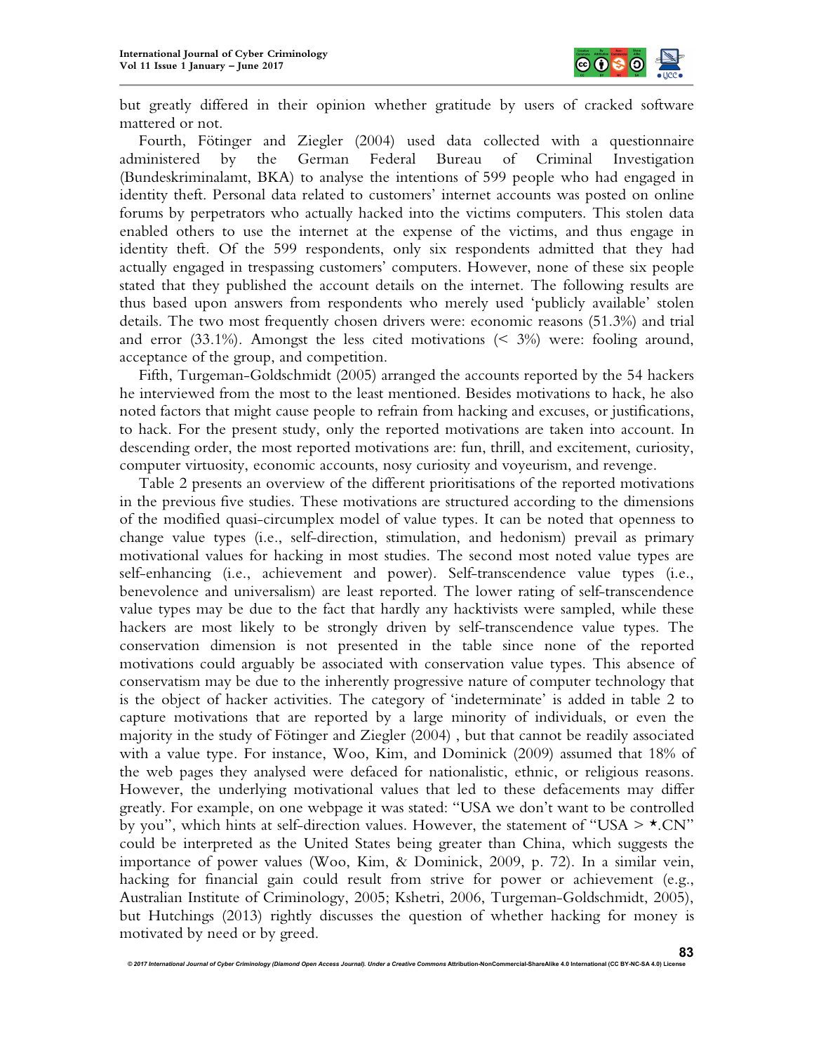but greatly differed in their opinion whether gratitude by users of cracked software mattered or not.

Fourth, Fötinger and Ziegler (2004) used data collected with a questionnaire administered by the German Federal Bureau of Criminal Investigation (Bundeskriminalamt, BKA) to analyse the intentions of 599 people who had engaged in identity theft. Personal data related to customers' internet accounts was posted on online forums by perpetrators who actually hacked into the victims computers. This stolen data enabled others to use the internet at the expense of the victims, and thus engage in identity theft. Of the 599 respondents, only six respondents admitted that they had actually engaged in trespassing customers' computers. However, none of these six people stated that they published the account details on the internet. The following results are thus based upon answers from respondents who merely used 'publicly available' stolen details. The two most frequently chosen drivers were: economic reasons (51.3%) and trial and error (33.1%). Amongst the less cited motivations (< 3%) were: fooling around, acceptance of the group, and competition.

Fifth, Turgeman-Goldschmidt (2005) arranged the accounts reported by the 54 hackers he interviewed from the most to the least mentioned. Besides motivations to hack, he also noted factors that might cause people to refrain from hacking and excuses, or justifications, to hack. For the present study, only the reported motivations are taken into account. In descending order, the most reported motivations are: fun, thrill, and excitement, curiosity, computer virtuosity, economic accounts, nosy curiosity and voyeurism, and revenge.

Table 2 presents an overview of the different prioritisations of the reported motivations in the previous five studies. These motivations are structured according to the dimensions of the modified quasi-circumplex model of value types. It can be noted that openness to change value types (i.e., self-direction, stimulation, and hedonism) prevail as primary motivational values for hacking in most studies. The second most noted value types are self-enhancing (i.e., achievement and power). Self-transcendence value types (i.e., benevolence and universalism) are least reported. The lower rating of self-transcendence value types may be due to the fact that hardly any hacktivists were sampled, while these hackers are most likely to be strongly driven by self-transcendence value types. The conservation dimension is not presented in the table since none of the reported motivations could arguably be associated with conservation value types. This absence of conservatism may be due to the inherently progressive nature of computer technology that is the object of hacker activities. The category of 'indeterminate' is added in table 2 to capture motivations that are reported by a large minority of individuals, or even the majority in the study of Fötinger and Ziegler (2004) , but that cannot be readily associated with a value type. For instance, Woo, Kim, and Dominick (2009) assumed that 18% of the web pages they analysed were defaced for nationalistic, ethnic, or religious reasons. However, the underlying motivational values that led to these defacements may differ greatly. For example, on one webpage it was stated: "USA we don't want to be controlled by you", which hints at self-direction values. However, the statement of "USA > *.CN" could be interpreted as the United States being greater than China, which suggests the importance of power values (Woo, Kim, & Dominick, 2009, p. 72). In a similar vein, hacking for financial gain could result from strive for power or achievement (e.g., Australian Institute of Criminology, 2005; Kshetri, 2006, Turgeman-Goldschmidt, 2005), but Hutchings (2013) rightly discusses the question of whether hacking for money is motivated by need or by greed.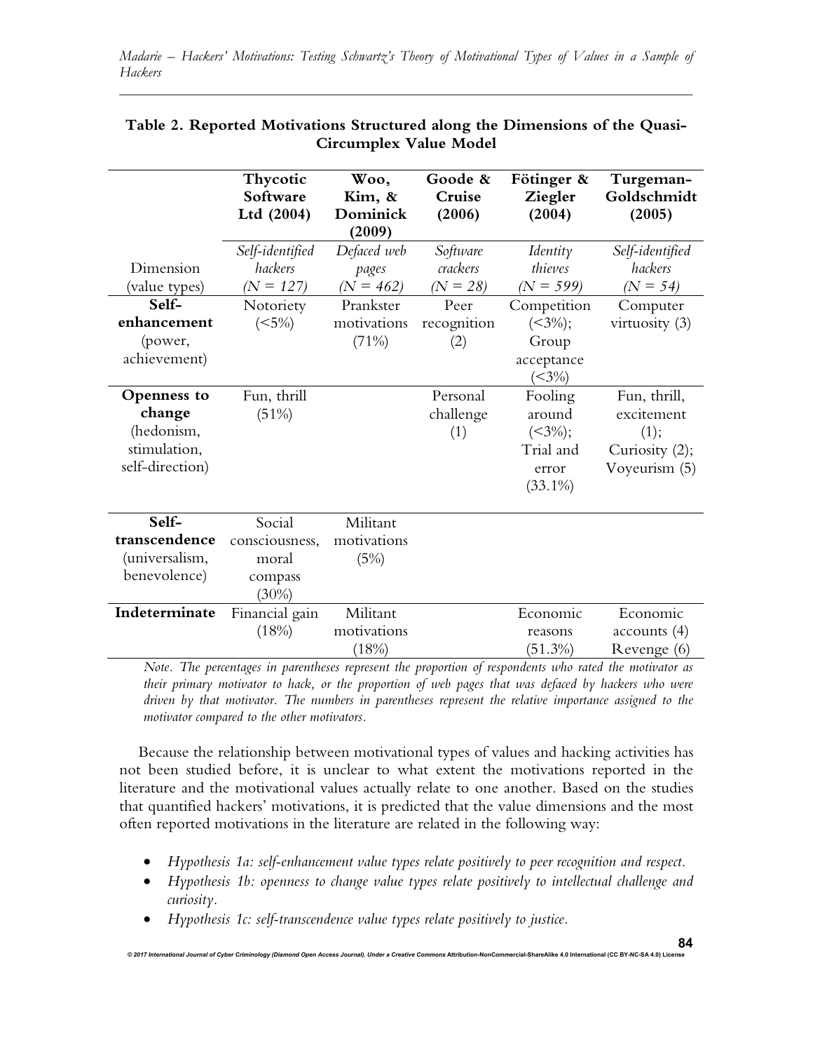**Table 2. Reported Motivations Structured along the Dimensions of the Quasi-Circumplex Value Model**

| Dimension (value types) | Thycotic Software Ltd (2004)<br>*Self-identified hackers (N = 127)* | Woo, Kim, & Dominick (2009)<br>*Defaced web pages (N = 462)* | Goode & Cruise (2006)<br>*Software crackers (N = 28)* | Fötinger & Ziegler (2004)<br>*Identity thieves (N = 599)* | Turgeman-Goldschmidt (2005)<br>*Self-identified hackers (N = 54)* |
|---|---|---|---|---|---|
| **Self-enhancement** (power, achievement) | Notoriety (<5%) | Prankster motivations (71%) | Peer recognition (2) | Competition (<3%); Group acceptance (<3%) | Computer virtuosity (3) |
| **Openness to change** (hedonism, stimulation, self-direction) | Fun, thrill (51%) | | Personal challenge (1) | Fooling around (<3%); Trial and error (33.1%) | Fun, thrill, excitement (1); Curiosity (2); Voyeurism (5) |
| **Self-transcendence** (universalism, benevolence) | Social consciousness, moral compass (30%) | Militant motivations (5%) | | | |
| **Indeterminate** | Financial gain (18%) | Militant motivations (18%) | | Economic reasons (51.3%) | Economic accounts (4) Revenge (6) |

*Note. The percentages in parentheses represent the proportion of respondents who rated the motivator as their primary motivator to hack, or the proportion of web pages that was defaced by hackers who were driven by that motivator. The numbers in parentheses represent the relative importance assigned to the motivator compared to the other motivators.*

Because the relationship between motivational types of values and hacking activities has not been studied before, it is unclear to what extent the motivations reported in the literature and the motivational values actually relate to one another. Based on the studies that quantified hackers' motivations, it is predicted that the value dimensions and the most often reported motivations in the literature are related in the following way:

- *Hypothesis 1a: self-enhancement value types relate positively to peer recognition and respect.*
- *Hypothesis 1b: openness to change value types relate positively to intellectual challenge and curiosity.*
- *Hypothesis 1c: self-transcendence value types relate positively to justice.*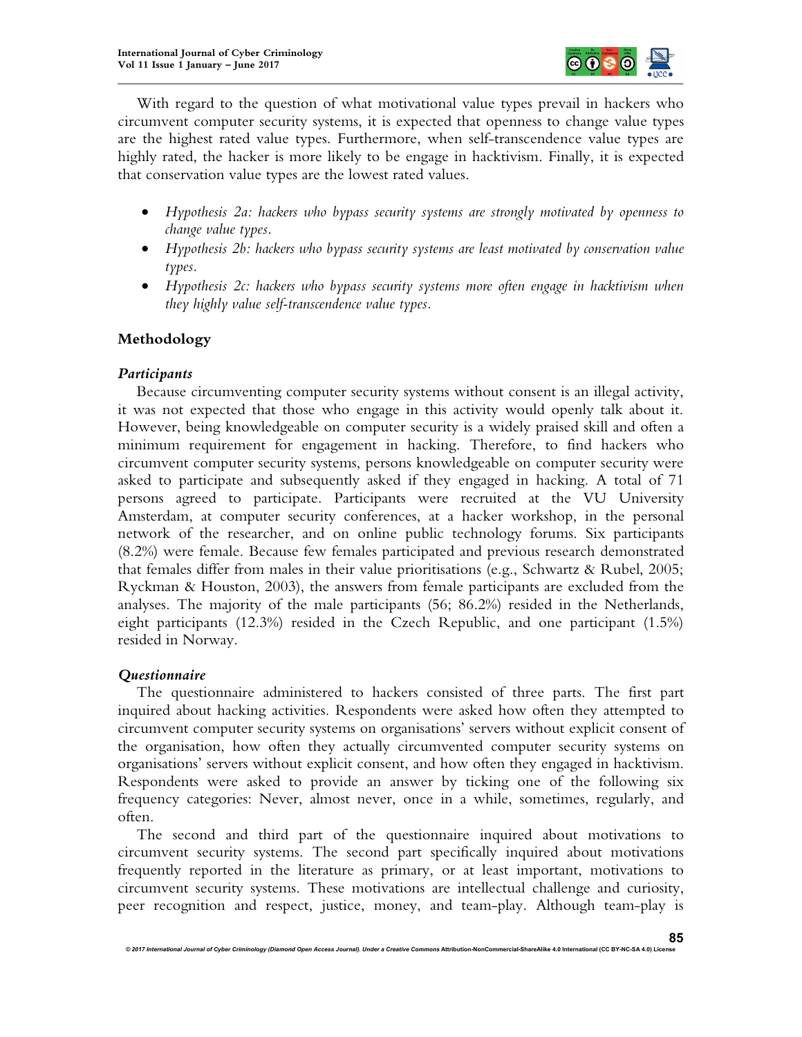With regard to the question of what motivational value types prevail in hackers who circumvent computer security systems, it is expected that openness to change value types are the highest rated value types. Furthermore, when self-transcendence value types are highly rated, the hacker is more likely to be engage in hacktivism. Finally, it is expected that conservation value types are the lowest rated values.

- *Hypothesis 2a: hackers who bypass security systems are strongly motivated by openness to change value types.*
- *Hypothesis 2b: hackers who bypass security systems are least motivated by conservation value types.*
- *Hypothesis 2c: hackers who bypass security systems more often engage in hacktivism when they highly value self-transcendence value types.*

## Methodology

### *Participants*

Because circumventing computer security systems without consent is an illegal activity, it was not expected that those who engage in this activity would openly talk about it. However, being knowledgeable on computer security is a widely praised skill and often a minimum requirement for engagement in hacking. Therefore, to find hackers who circumvent computer security systems, persons knowledgeable on computer security were asked to participate and subsequently asked if they engaged in hacking. A total of 71 persons agreed to participate. Participants were recruited at the VU University Amsterdam, at computer security conferences, at a hacker workshop, in the personal network of the researcher, and on online public technology forums. Six participants (8.2%) were female. Because few females participated and previous research demonstrated that females differ from males in their value prioritisations (e.g., Schwartz & Rubel, 2005; Ryckman & Houston, 2003), the answers from female participants are excluded from the analyses. The majority of the male participants (56; 86.2%) resided in the Netherlands, eight participants (12.3%) resided in the Czech Republic, and one participant (1.5%) resided in Norway.

### *Questionnaire*

The questionnaire administered to hackers consisted of three parts. The first part inquired about hacking activities. Respondents were asked how often they attempted to circumvent computer security systems on organisations' servers without explicit consent of the organisation, how often they actually circumvented computer security systems on organisations' servers without explicit consent, and how often they engaged in hacktivism. Respondents were asked to provide an answer by ticking one of the following six frequency categories: Never, almost never, once in a while, sometimes, regularly, and often.

The second and third part of the questionnaire inquired about motivations to circumvent security systems. The second part specifically inquired about motivations frequently reported in the literature as primary, or at least important, motivations to circumvent security systems. These motivations are intellectual challenge and curiosity, peer recognition and respect, justice, money, and team-play. Although team-play is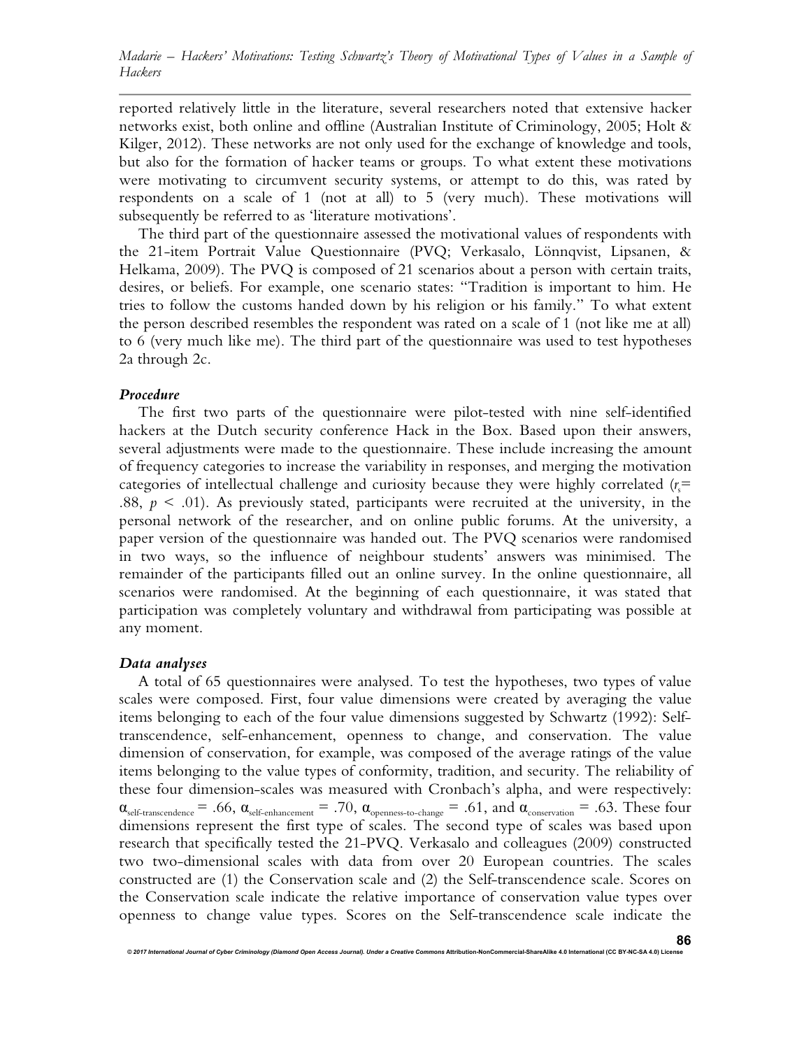reported relatively little in the literature, several researchers noted that extensive hacker networks exist, both online and offline (Australian Institute of Criminology, 2005; Holt & Kilger, 2012). These networks are not only used for the exchange of knowledge and tools, but also for the formation of hacker teams or groups. To what extent these motivations were motivating to circumvent security systems, or attempt to do this, was rated by respondents on a scale of 1 (not at all) to 5 (very much). These motivations will subsequently be referred to as 'literature motivations'.

The third part of the questionnaire assessed the motivational values of respondents with the 21-item Portrait Value Questionnaire (PVQ; Verkasalo, Lönnqvist, Lipsanen, & Helkama, 2009). The PVQ is composed of 21 scenarios about a person with certain traits, desires, or beliefs. For example, one scenario states: "Tradition is important to him. He tries to follow the customs handed down by his religion or his family." To what extent the person described resembles the respondent was rated on a scale of 1 (not like me at all) to 6 (very much like me). The third part of the questionnaire was used to test hypotheses 2a through 2c.

### *Procedure*

The first two parts of the questionnaire were pilot-tested with nine self-identified hackers at the Dutch security conference Hack in the Box. Based upon their answers, several adjustments were made to the questionnaire. These include increasing the amount of frequency categories to increase the variability in responses, and merging the motivation categories of intellectual challenge and curiosity because they were highly correlated ($r_s$ = .88, $p$ < .01). As previously stated, participants were recruited at the university, in the personal network of the researcher, and on online public forums. At the university, a paper version of the questionnaire was handed out. The PVQ scenarios were randomised in two ways, so the influence of neighbour students' answers was minimised. The remainder of the participants filled out an online survey. In the online questionnaire, all scenarios were randomised. At the beginning of each questionnaire, it was stated that participation was completely voluntary and withdrawal from participating was possible at any moment.

### *Data analyses*

A total of 65 questionnaires were analysed. To test the hypotheses, two types of value scales were composed. First, four value dimensions were created by averaging the value items belonging to each of the four value dimensions suggested by Schwartz (1992): Self-transcendence, self-enhancement, openness to change, and conservation. The value dimension of conservation, for example, was composed of the average ratings of the value items belonging to the value types of conformity, tradition, and security. The reliability of these four dimension-scales was measured with Cronbach's alpha, and were respectively: $\alpha_{\text{self-transcendence}}$ = .66, $\alpha_{\text{self-enhancement}}$ = .70, $\alpha_{\text{openness-to-change}}$ = .61, and $\alpha_{\text{conservation}}$ = .63. These four dimensions represent the first type of scales. The second type of scales was based upon research that specifically tested the 21-PVQ. Verkasalo and colleagues (2009) constructed two two-dimensional scales with data from over 20 European countries. The scales constructed are (1) the Conservation scale and (2) the Self-transcendence scale. Scores on the Conservation scale indicate the relative importance of conservation value types over openness to change value types. Scores on the Self-transcendence scale indicate the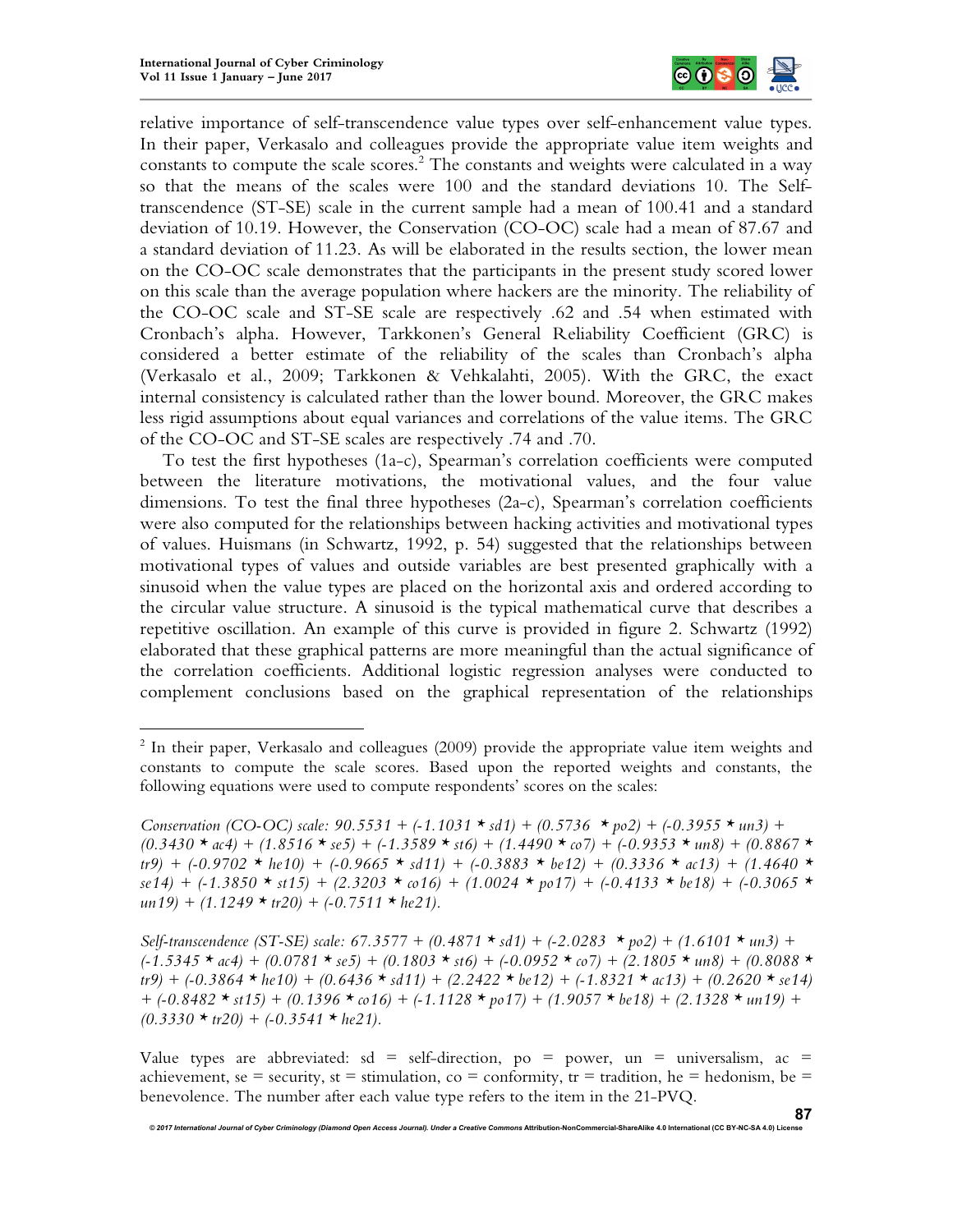relative importance of self-transcendence value types over self-enhancement value types. In their paper, Verkasalo and colleagues provide the appropriate value item weights and constants to compute the scale scores.[2] The constants and weights were calculated in a way so that the means of the scales were 100 and the standard deviations 10. The Self-transcendence (ST-SE) scale in the current sample had a mean of 100.41 and a standard deviation of 10.19. However, the Conservation (CO-OC) scale had a mean of 87.67 and a standard deviation of 11.23. As will be elaborated in the results section, the lower mean on the CO-OC scale demonstrates that the participants in the present study scored lower on this scale than the average population where hackers are the minority. The reliability of the CO-OC scale and ST-SE scale are respectively .62 and .54 when estimated with Cronbach's alpha. However, Tarkkonen's General Reliability Coefficient (GRC) is considered a better estimate of the reliability of the scales than Cronbach's alpha (Verkasalo et al., 2009; Tarkkonen & Vehkalahti, 2005). With the GRC, the exact internal consistency is calculated rather than the lower bound. Moreover, the GRC makes less rigid assumptions about equal variances and correlations of the value items. The GRC of the CO-OC and ST-SE scales are respectively .74 and .70.

To test the first hypotheses (1a-c), Spearman's correlation coefficients were computed between the literature motivations, the motivational values, and the four value dimensions. To test the final three hypotheses (2a-c), Spearman's correlation coefficients were also computed for the relationships between hacking activities and motivational types of values. Huismans (in Schwartz, 1992, p. 54) suggested that the relationships between motivational types of values and outside variables are best presented graphically with a sinusoid when the value types are placed on the horizontal axis and ordered according to the circular value structure. A sinusoid is the typical mathematical curve that describes a repetitive oscillation. An example of this curve is provided in figure 2. Schwartz (1992) elaborated that these graphical patterns are more meaningful than the actual significance of the correlation coefficients. Additional logistic regression analyses were conducted to complement conclusions based on the graphical representation of the relationships

---

[2] In their paper, Verkasalo and colleagues (2009) provide the appropriate value item weights and constants to compute the scale scores. Based upon the reported weights and constants, the following equations were used to compute respondents' scores on the scales:

*Conservation (CO-OC) scale:* $90.5531 + (-1.1031 * sd1) + (0.5736 * po2) + (-0.3955 * un3) + (0.3430 * ac4) + (1.8516 * se5) + (-1.3589 * st6) + (1.4490 * co7) + (-0.9353 * un8) + (0.8867 * tr9) + (-0.9702 * he10) + (-0.9665 * sd11) + (-0.3883 * be12) + (0.3336 * ac13) + (1.4640 * se14) + (-1.3850 * st15) + (2.3203 * co16) + (1.0024 * po17) + (-0.4133 * be18) + (-0.3065 * un19) + (1.1249 * tr20) + (-0.7511 * he21)$.

*Self-transcendence (ST-SE) scale:* $67.3577 + (0.4871 * sd1) + (-2.0283 * po2) + (1.6101 * un3) + (-1.5345 * ac4) + (0.0781 * se5) + (0.1803 * st6) + (-0.0952 * co7) + (2.1805 * un8) + (0.8088 * tr9) + (-0.3864 * he10) + (0.6436 * sd11) + (2.2422 * be12) + (-1.8321 * ac13) + (0.2620 * se14) + (-0.8482 * st15) + (0.1396 * co16) + (-1.1128 * po17) + (1.9057 * be18) + (2.1328 * un19) + (0.3330 * tr20) + (-0.3541 * he21)$.

Value types are abbreviated: sd = self-direction, po = power, un = universalism, ac = achievement, se = security, st = stimulation, co = conformity, tr = tradition, he = hedonism, be = benevolence. The number after each value type refers to the item in the 21-PVQ.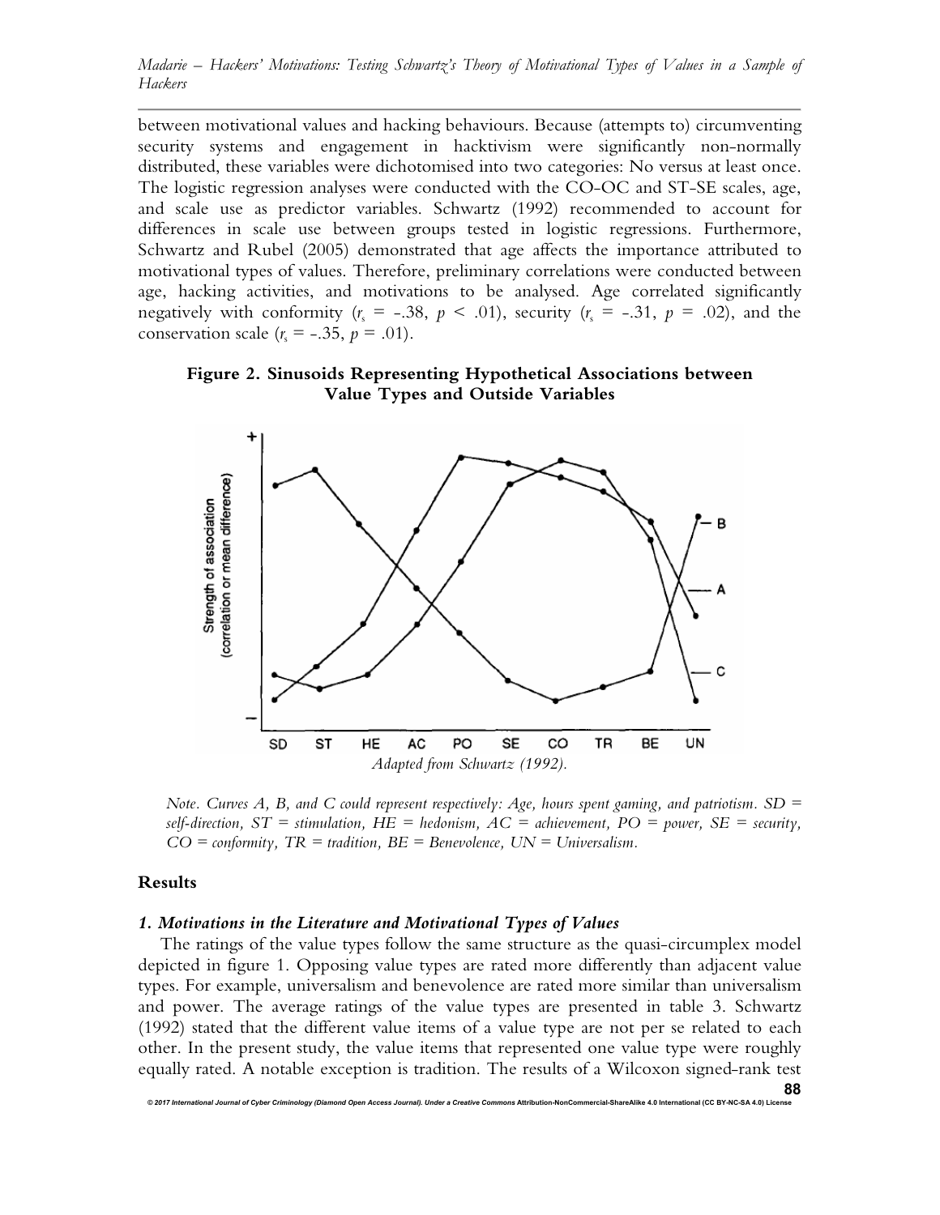between motivational values and hacking behaviours. Because (attempts to) circumventing security systems and engagement in hacktivism were significantly non-normally distributed, these variables were dichotomised into two categories: No versus at least once. The logistic regression analyses were conducted with the CO-OC and ST-SE scales, age, and scale use as predictor variables. Schwartz (1992) recommended to account for differences in scale use between groups tested in logistic regressions. Furthermore, Schwartz and Rubel (2005) demonstrated that age affects the importance attributed to motivational types of values. Therefore, preliminary correlations were conducted between age, hacking activities, and motivations to be analysed. Age correlated significantly negatively with conformity ($r_s$ = -.38, $p < .01$), security ($r_s$ = -.31, $p$ = .02), and the conservation scale ($r_s$ = -.35, $p$ = .01).

**Figure 2. Sinusoids Representing Hypothetical Associations between Value Types and Outside Variables**

*Adapted from Schwartz (1992).*

*Note. Curves A, B, and C could represent respectively: Age, hours spent gaming, and patriotism. SD = self-direction, ST = stimulation, HE = hedonism, AC = achievement, PO = power, SE = security, CO = conformity, TR = tradition, BE = Benevolence, UN = Universalism.*

## Results

### *1. Motivations in the Literature and Motivational Types of Values*

The ratings of the value types follow the same structure as the quasi-circumplex model depicted in figure 1. Opposing value types are rated more differently than adjacent value types. For example, universalism and benevolence are rated more similar than universalism and power. The average ratings of the value types are presented in table 3. Schwartz (1992) stated that the different value items of a value type are not per se related to each other. In the present study, the value items that represented one value type were roughly equally rated. A notable exception is tradition. The results of a Wilcoxon signed-rank test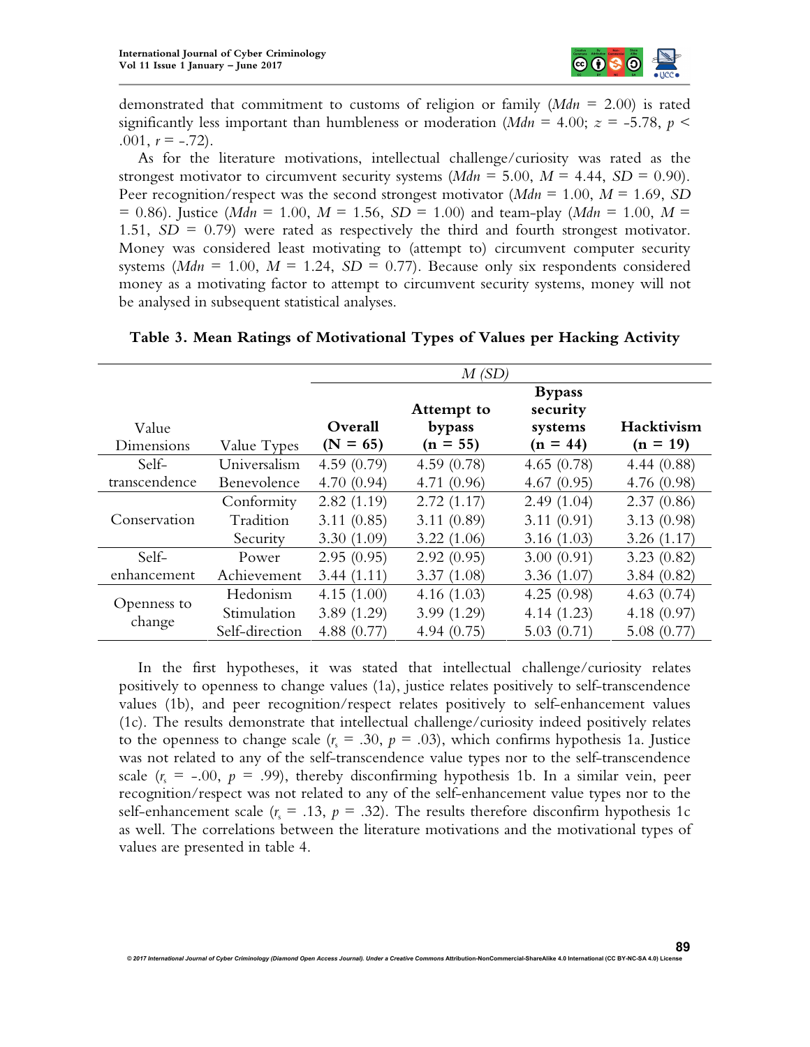demonstrated that commitment to customs of religion or family (*Mdn* = 2.00) is rated significantly less important than humbleness or moderation (*Mdn* = 4.00; $z = -5.78$, $p < .001$, $r = -.72$).

As for the literature motivations, intellectual challenge/curiosity was rated as the strongest motivator to circumvent security systems (*Mdn* = 5.00, *M* = 4.44, *SD* = 0.90). Peer recognition/respect was the second strongest motivator (*Mdn* = 1.00, *M* = 1.69, *SD* = 0.86). Justice (*Mdn* = 1.00, *M* = 1.56, *SD* = 1.00) and team-play (*Mdn* = 1.00, *M* = 1.51, *SD* = 0.79) were rated as respectively the third and fourth strongest motivator. Money was considered least motivating to (attempt to) circumvent computer security systems (*Mdn* = 1.00, *M* = 1.24, *SD* = 0.77). Because only six respondents considered money as a motivating factor to attempt to circumvent security systems, money will not be analysed in subsequent statistical analyses.

**Table 3. Mean Ratings of Motivational Types of Values per Hacking Activity**

| | | *M (SD)* | | | |
|---|---|---|---|---|---|
| Value Dimensions | Value Types | **Overall (N = 65)** | **Attempt to bypass (n = 55)** | **Bypass security systems (n = 44)** | **Hacktivism (n = 19)** |
| Self-transcendence | Universalism | 4.59 (0.79) | 4.59 (0.78) | 4.65 (0.78) | 4.44 (0.88) |
| | Benevolence | 4.70 (0.94) | 4.71 (0.96) | 4.67 (0.95) | 4.76 (0.98) |
| Conservation | Conformity | 2.82 (1.19) | 2.72 (1.17) | 2.49 (1.04) | 2.37 (0.86) |
| | Tradition | 3.11 (0.85) | 3.11 (0.89) | 3.11 (0.91) | 3.13 (0.98) |
| | Security | 3.30 (1.09) | 3.22 (1.06) | 3.16 (1.03) | 3.26 (1.17) |
| Self-enhancement | Power | 2.95 (0.95) | 2.92 (0.95) | 3.00 (0.91) | 3.23 (0.82) |
| | Achievement | 3.44 (1.11) | 3.37 (1.08) | 3.36 (1.07) | 3.84 (0.82) |
| Openness to change | Hedonism | 4.15 (1.00) | 4.16 (1.03) | 4.25 (0.98) | 4.63 (0.74) |
| | Stimulation | 3.89 (1.29) | 3.99 (1.29) | 4.14 (1.23) | 4.18 (0.97) |
| | Self-direction | 4.88 (0.77) | 4.94 (0.75) | 5.03 (0.71) | 5.08 (0.77) |

In the first hypotheses, it was stated that intellectual challenge/curiosity relates positively to openness to change values (1a), justice relates positively to self-transcendence values (1b), and peer recognition/respect relates positively to self-enhancement values (1c). The results demonstrate that intellectual challenge/curiosity indeed positively relates to the openness to change scale ($r_s = .30$, $p = .03$), which confirms hypothesis 1a. Justice was not related to any of the self-transcendence value types nor to the self-transcendence scale ($r_s = -.00$, $p = .99$), thereby disconfirming hypothesis 1b. In a similar vein, peer recognition/respect was not related to any of the self-enhancement value types nor to the self-enhancement scale ($r_s = .13$, $p = .32$). The results therefore disconfirm hypothesis 1c as well. The correlations between the literature motivations and the motivational types of values are presented in table 4.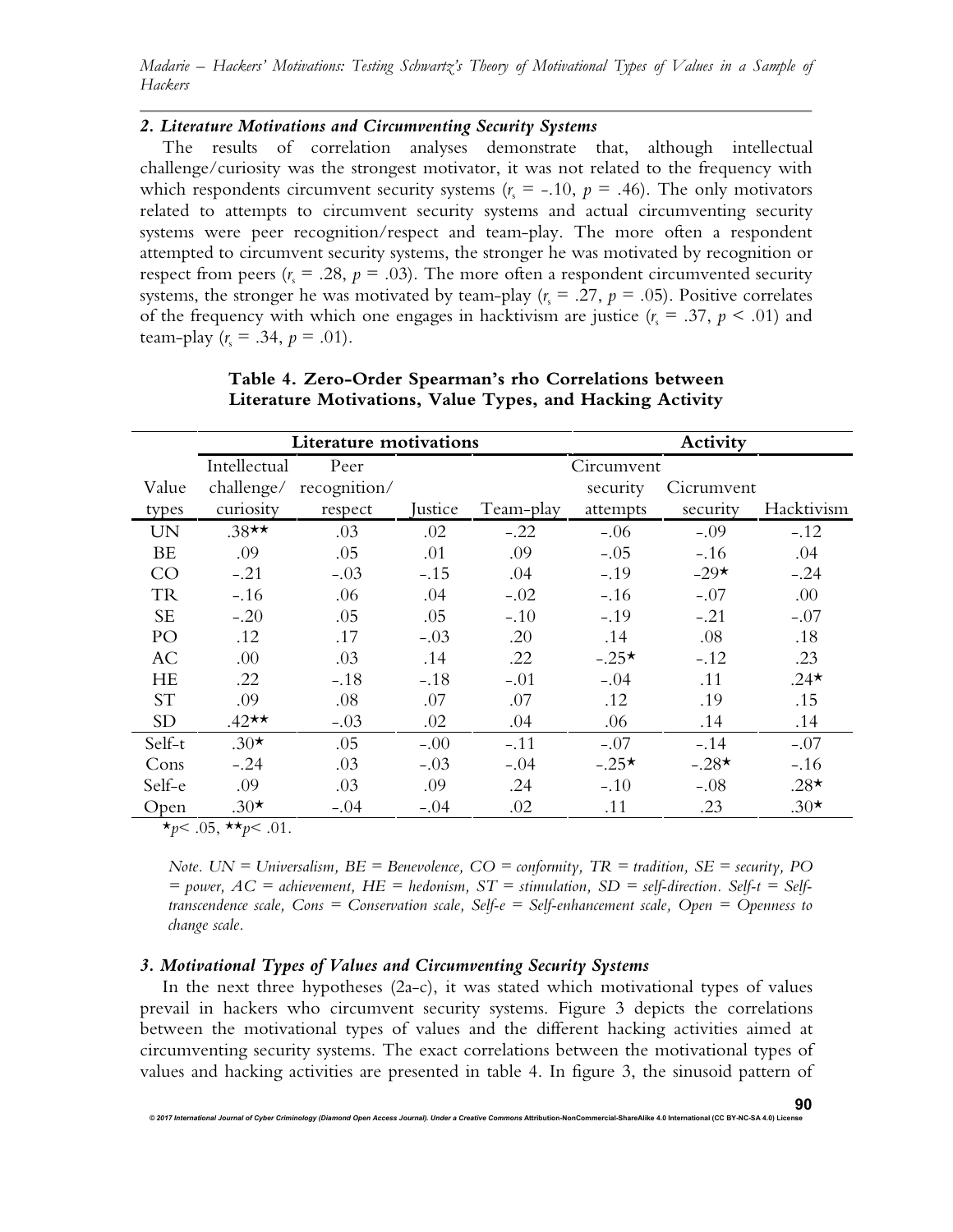### *2. Literature Motivations and Circumventing Security Systems*

The results of correlation analyses demonstrate that, although intellectual challenge/curiosity was the strongest motivator, it was not related to the frequency with which respondents circumvent security systems ($r_s = -.10$, $p = .46$). The only motivators related to attempts to circumvent security systems and actual circumventing security systems were peer recognition/respect and team-play. The more often a respondent attempted to circumvent security systems, the stronger he was motivated by recognition or respect from peers ($r_s = .28$, $p = .03$). The more often a respondent circumvented security systems, the stronger he was motivated by team-play ($r_s = .27$, $p = .05$). Positive correlates of the frequency with which one engages in hacktivism are justice ($r_s = .37$, $p < .01$) and team-play ($r_s = .34$, $p = .01$).

**Table 4. Zero-Order Spearman's rho Correlations between Literature Motivations, Value Types, and Hacking Activity**

| | Literature motivations | | | | Activity | | |
|---|---|---|---|---|---|---|---|
| Value types | Intellectual challenge/ curiosity | Peer recognition/ respect | Justice | Team-play | Circumvent security attempts | Cicrumvent security | Hacktivism |
| UN | .38** | .03 | .02 | -.22 | -.06 | -.09 | -.12 |
| BE | .09 | .05 | .01 | .09 | -.05 | -.16 | .04 |
| CO | -.21 | -.03 | -.15 | .04 | -.19 | -29* | -.24 |
| TR | -.16 | .06 | .04 | -.02 | -.16 | -.07 | .00 |
| SE | -.20 | .05 | .05 | -.10 | -.19 | -.21 | -.07 |
| PO | .12 | .17 | -.03 | .20 | .14 | .08 | .18 |
| AC | .00 | .03 | .14 | .22 | -.25* | -.12 | .23 |
| HE | .22 | -.18 | -.18 | -.01 | -.04 | .11 | .24* |
| ST | .09 | .08 | .07 | .07 | .12 | .19 | .15 |
| SD | .42** | -.03 | .02 | .04 | .06 | .14 | .14 |
| Self-t | .30* | .05 | -.00 | -.11 | -.07 | -.14 | -.07 |
| Cons | -.24 | .03 | -.03 | -.04 | -.25* | -.28* | -.16 |
| Self-e | .09 | .03 | .09 | .24 | -.10 | -.08 | .28* |
| Open | .30* | -.04 | -.04 | .02 | .11 | .23 | .30* |

*$p < .05$, **$p < .01$.

*Note. UN = Universalism, BE = Benevolence, CO = conformity, TR = tradition, SE = security, PO = power, AC = achievement, HE = hedonism, ST = stimulation, SD = self-direction. Self-t = Self-transcendence scale, Cons = Conservation scale, Self-e = Self-enhancement scale, Open = Openness to change scale.*

### *3. Motivational Types of Values and Circumventing Security Systems*

In the next three hypotheses (2a-c), it was stated which motivational types of values prevail in hackers who circumvent security systems. Figure 3 depicts the correlations between the motivational types of values and the different hacking activities aimed at circumventing security systems. The exact correlations between the motivational types of values and hacking activities are presented in table 4. In figure 3, the sinusoid pattern of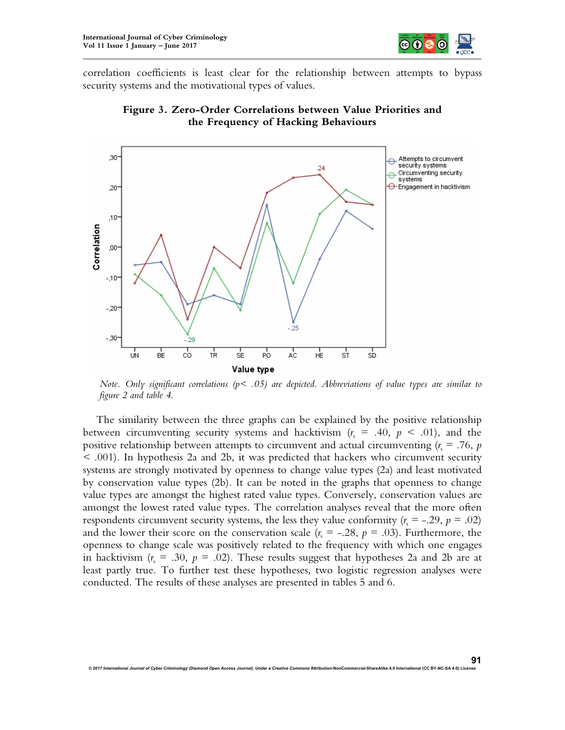correlation coefficients is least clear for the relationship between attempts to bypass security systems and the motivational types of values.

**Figure 3. Zero-Order Correlations between Value Priorities and the Frequency of Hacking Behaviours**

*Note. Only significant correlations (p< .05) are depicted. Abbreviations of value types are similar to figure 2 and table 4.*

The similarity between the three graphs can be explained by the positive relationship between circumventing security systems and hacktivism ($r_s$ = .40, $p$ < .01), and the positive relationship between attempts to circumvent and actual circumventing ($r_s$ = .76, $p$ < .001). In hypothesis 2a and 2b, it was predicted that hackers who circumvent security systems are strongly motivated by openness to change value types (2a) and least motivated by conservation value types (2b). It can be noted in the graphs that openness to change value types are amongst the highest rated value types. Conversely, conservation values are amongst the lowest rated value types. The correlation analyses reveal that the more often respondents circumvent security systems, the less they value conformity ($r_s$ = -.29, $p$ = .02) and the lower their score on the conservation scale ($r_s$ = -.28, $p$ = .03). Furthermore, the openness to change scale was positively related to the frequency with which one engages in hacktivism ($r_s$ = .30, $p$ = .02). These results suggest that hypotheses 2a and 2b are at least partly true. To further test these hypotheses, two logistic regression analyses were conducted. The results of these analyses are presented in tables 5 and 6.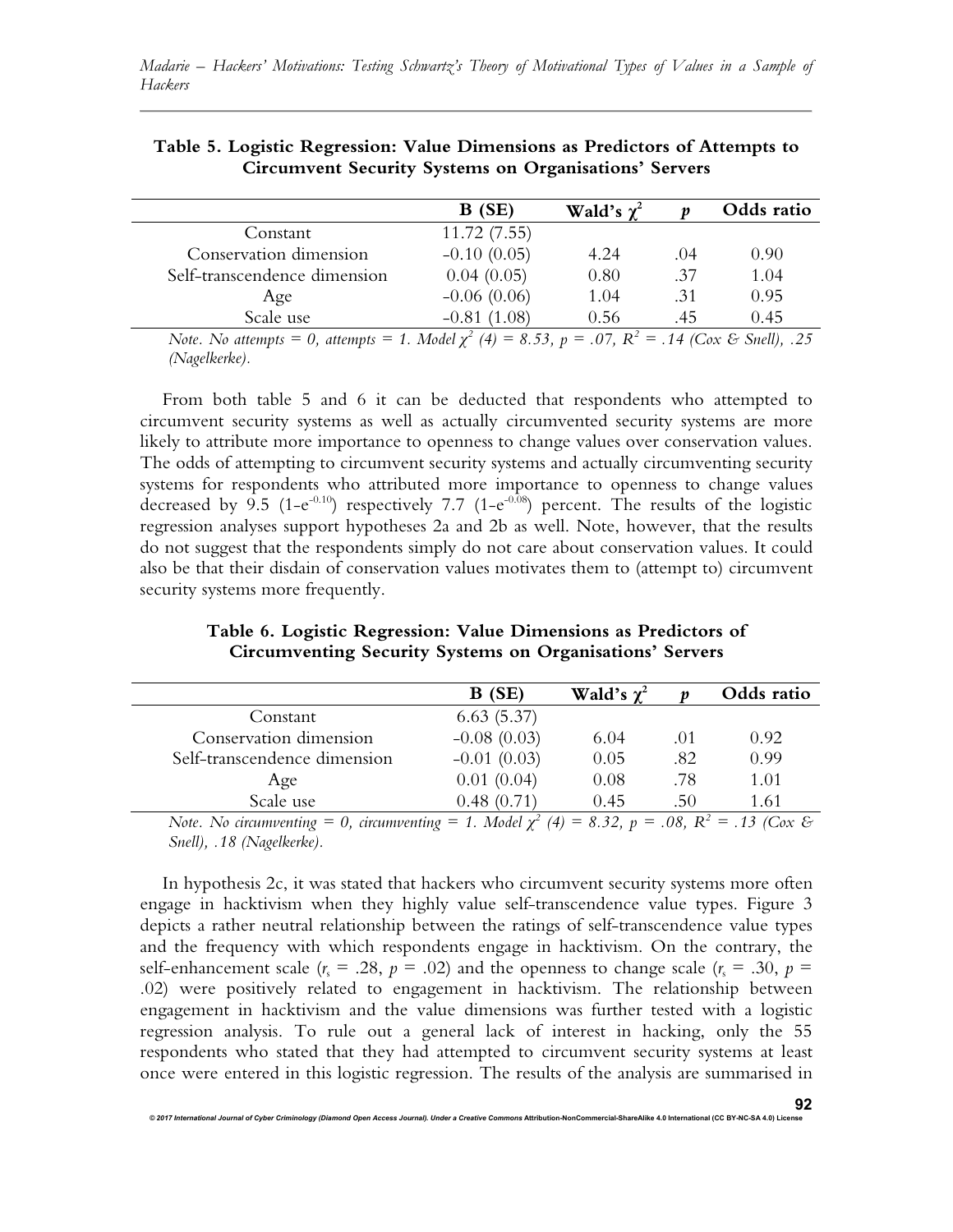**Table 5. Logistic Regression: Value Dimensions as Predictors of Attempts to Circumvent Security Systems on Organisations' Servers**

| | B (SE) | Wald's $\chi^2$ | $p$ | Odds ratio |
|---|---|---|---|---|
| Constant | 11.72 (7.55) | | | |
| Conservation dimension | –0.10 (0.05) | 4.24 | .04 | 0.90 |
| Self-transcendence dimension | 0.04 (0.05) | 0.80 | .37 | 1.04 |
| Age | –0.06 (0.06) | 1.04 | .31 | 0.95 |
| Scale use | –0.81 (1.08) | 0.56 | .45 | 0.45 |

*Note. No attempts = 0, attempts = 1. Model $\chi^2$ (4) = 8.53, p = .07, $R^2$ = .14 (Cox & Snell), .25 (Nagelkerke).*

From both table 5 and 6 it can be deducted that respondents who attempted to circumvent security systems as well as actually circumvented security systems are more likely to attribute more importance to openness to change values over conservation values. The odds of attempting to circumvent security systems and actually circumventing security systems for respondents who attributed more importance to openness to change values decreased by 9.5 ($1-e^{-0.10}$) respectively 7.7 ($1-e^{-0.08}$) percent. The results of the logistic regression analyses support hypotheses 2a and 2b as well. Note, however, that the results do not suggest that the respondents simply do not care about conservation values. It could also be that their disdain of conservation values motivates them to (attempt to) circumvent security systems more frequently.

**Table 6. Logistic Regression: Value Dimensions as Predictors of Circumventing Security Systems on Organisations' Servers**

| | B (SE) | Wald's $\chi^2$ | $p$ | Odds ratio |
|---|---|---|---|---|
| Constant | 6.63 (5.37) | | | |
| Conservation dimension | –0.08 (0.03) | 6.04 | .01 | 0.92 |
| Self-transcendence dimension | –0.01 (0.03) | 0.05 | .82 | 0.99 |
| Age | 0.01 (0.04) | 0.08 | .78 | 1.01 |
| Scale use | 0.48 (0.71) | 0.45 | .50 | 1.61 |

*Note. No circumventing = 0, circumventing = 1. Model $\chi^2$ (4) = 8.32, p = .08, $R^2$ = .13 (Cox & Snell), .18 (Nagelkerke).*

In hypothesis 2c, it was stated that hackers who circumvent security systems more often engage in hacktivism when they highly value self-transcendence value types. Figure 3 depicts a rather neutral relationship between the ratings of self-transcendence value types and the frequency with which respondents engage in hacktivism. On the contrary, the self-enhancement scale ($r_s$ = .28, $p$ = .02) and the openness to change scale ($r_s$ = .30, $p$ = .02) were positively related to engagement in hacktivism. The relationship between engagement in hacktivism and the value dimensions was further tested with a logistic regression analysis. To rule out a general lack of interest in hacking, only the 55 respondents who stated that they had attempted to circumvent security systems at least once were entered in this logistic regression. The results of the analysis are summarised in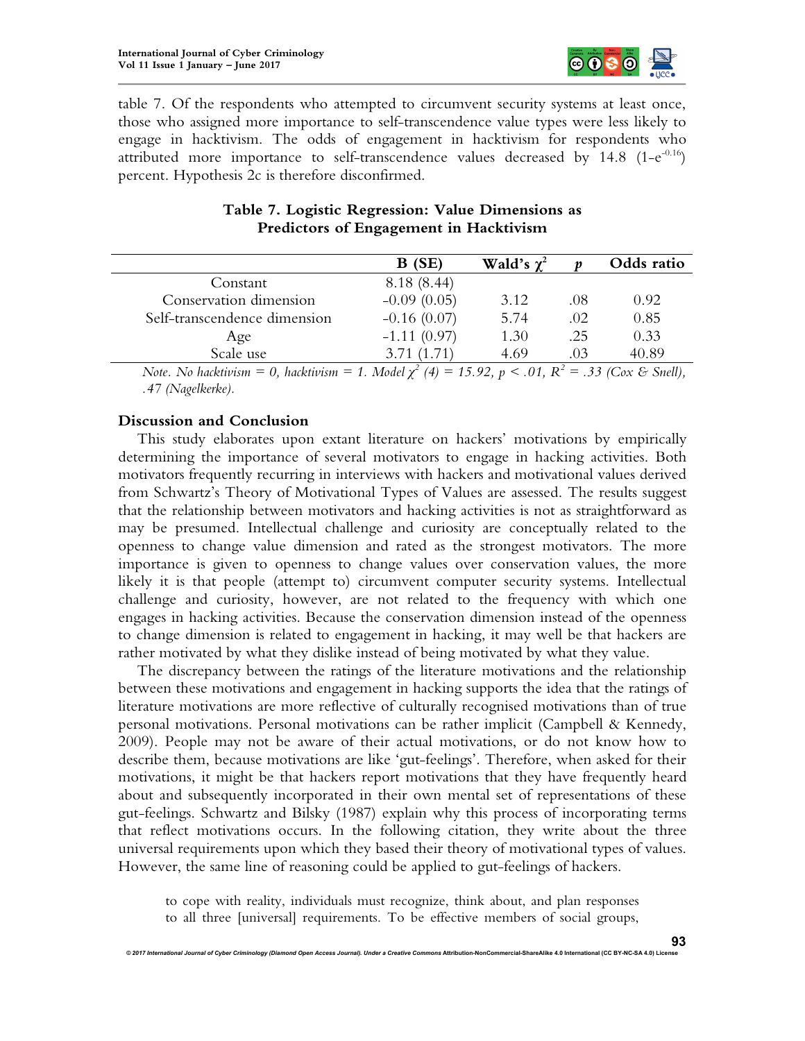table 7. Of the respondents who attempted to circumvent security systems at least once, those who assigned more importance to self-transcendence value types were less likely to engage in hacktivism. The odds of engagement in hacktivism for respondents who attributed more importance to self-transcendence values decreased by 14.8 ($1-e^{-0.16}$) percent. Hypothesis 2c is therefore disconfirmed.

**Table 7. Logistic Regression: Value Dimensions as Predictors of Engagement in Hacktivism**

| | B (SE) | Wald's $\chi^2$ | $p$ | Odds ratio |
|---|---|---|---|---|
| Constant | 8.18 (8.44) | | | |
| Conservation dimension | -0.09 (0.05) | 3.12 | .08 | 0.92 |
| Self-transcendence dimension | -0.16 (0.07) | 5.74 | .02 | 0.85 |
| Age | -1.11 (0.97) | 1.30 | .25 | 0.33 |
| Scale use | 3.71 (1.71) | 4.69 | .03 | 40.89 |

*Note. No hacktivism = 0, hacktivism = 1. Model $\chi^2$ (4) = 15.92, $p < .01$, $R^2$ = .33 (Cox & Snell), .47 (Nagelkerke).*

## Discussion and Conclusion

This study elaborates upon extant literature on hackers' motivations by empirically determining the importance of several motivators to engage in hacking activities. Both motivators frequently recurring in interviews with hackers and motivational values derived from Schwartz's Theory of Motivational Types of Values are assessed. The results suggest that the relationship between motivators and hacking activities is not as straightforward as may be presumed. Intellectual challenge and curiosity are conceptually related to the openness to change value dimension and rated as the strongest motivators. The more importance is given to openness to change values over conservation values, the more likely it is that people (attempt to) circumvent computer security systems. Intellectual challenge and curiosity, however, are not related to the frequency with which one engages in hacking activities. Because the conservation dimension instead of the openness to change dimension is related to engagement in hacking, it may well be that hackers are rather motivated by what they dislike instead of being motivated by what they value.

The discrepancy between the ratings of the literature motivations and the relationship between these motivations and engagement in hacking supports the idea that the ratings of literature motivations are more reflective of culturally recognised motivations than of true personal motivations. Personal motivations can be rather implicit (Campbell & Kennedy, 2009). People may not be aware of their actual motivations, or do not know how to describe them, because motivations are like 'gut-feelings'. Therefore, when asked for their motivations, it might be that hackers report motivations that they have frequently heard about and subsequently incorporated in their own mental set of representations of these gut-feelings. Schwartz and Bilsky (1987) explain why this process of incorporating terms that reflect motivations occurs. In the following citation, they write about the three universal requirements upon which they based their theory of motivational types of values. However, the same line of reasoning could be applied to gut-feelings of hackers.

> to cope with reality, individuals must recognize, think about, and plan responses to all three [universal] requirements. To be effective members of social groups,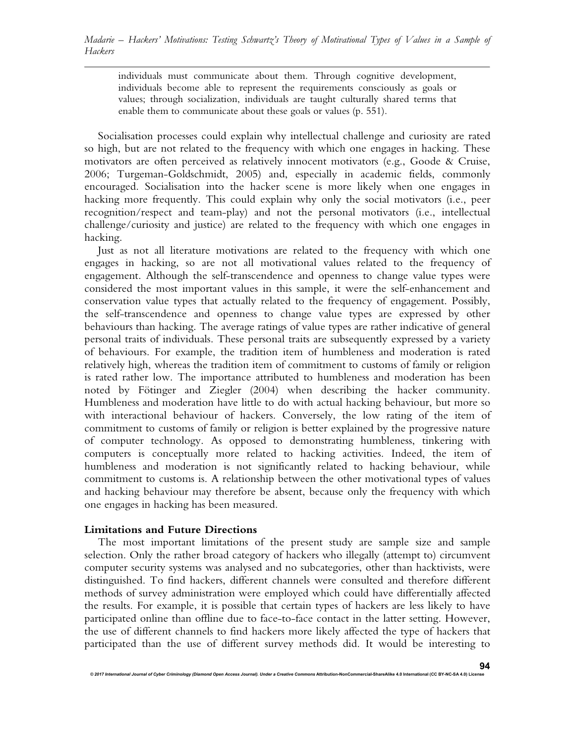> individuals must communicate about them. Through cognitive development, individuals become able to represent the requirements consciously as goals or values; through socialization, individuals are taught culturally shared terms that enable them to communicate about these goals or values (p. 551).

Socialisation processes could explain why intellectual challenge and curiosity are rated so high, but are not related to the frequency with which one engages in hacking. These motivators are often perceived as relatively innocent motivators (e.g., Goode & Cruise, 2006; Turgeman-Goldschmidt, 2005) and, especially in academic fields, commonly encouraged. Socialisation into the hacker scene is more likely when one engages in hacking more frequently. This could explain why only the social motivators (i.e., peer recognition/respect and team-play) and not the personal motivators (i.e., intellectual challenge/curiosity and justice) are related to the frequency with which one engages in hacking.

Just as not all literature motivations are related to the frequency with which one engages in hacking, so are not all motivational values related to the frequency of engagement. Although the self-transcendence and openness to change value types were considered the most important values in this sample, it were the self-enhancement and conservation value types that actually related to the frequency of engagement. Possibly, the self-transcendence and openness to change value types are expressed by other behaviours than hacking. The average ratings of value types are rather indicative of general personal traits of individuals. These personal traits are subsequently expressed by a variety of behaviours. For example, the tradition item of humbleness and moderation is rated relatively high, whereas the tradition item of commitment to customs of family or religion is rated rather low. The importance attributed to humbleness and moderation has been noted by Fötinger and Ziegler (2004) when describing the hacker community. Humbleness and moderation have little to do with actual hacking behaviour, but more so with interactional behaviour of hackers. Conversely, the low rating of the item of commitment to customs of family or religion is better explained by the progressive nature of computer technology. As opposed to demonstrating humbleness, tinkering with computers is conceptually more related to hacking activities. Indeed, the item of humbleness and moderation is not significantly related to hacking behaviour, while commitment to customs is. A relationship between the other motivational types of values and hacking behaviour may therefore be absent, because only the frequency with which one engages in hacking has been measured.

### Limitations and Future Directions

The most important limitations of the present study are sample size and sample selection. Only the rather broad category of hackers who illegally (attempt to) circumvent computer security systems was analysed and no subcategories, other than hacktivists, were distinguished. To find hackers, different channels were consulted and therefore different methods of survey administration were employed which could have differentially affected the results. For example, it is possible that certain types of hackers are less likely to have participated online than offline due to face-to-face contact in the latter setting. However, the use of different channels to find hackers more likely affected the type of hackers that participated than the use of different survey methods did. It would be interesting to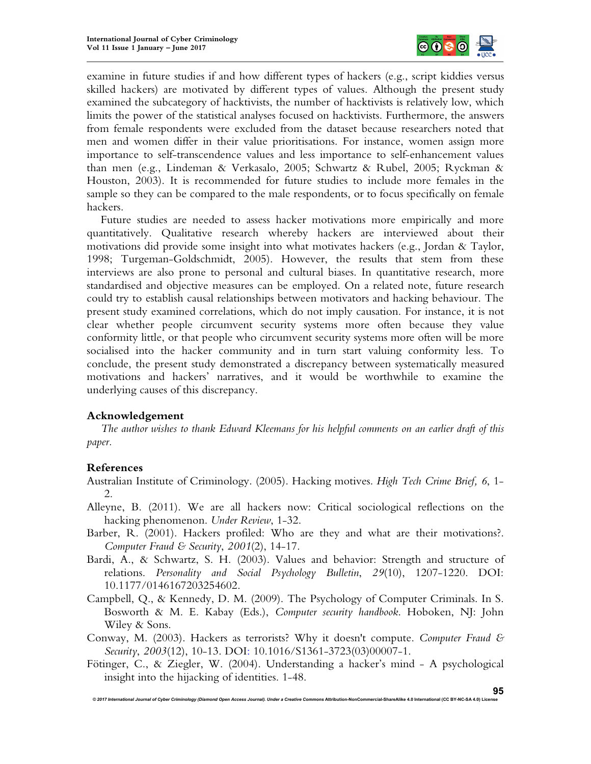examine in future studies if and how different types of hackers (e.g., script kiddies versus skilled hackers) are motivated by different types of values. Although the present study examined the subcategory of hacktivists, the number of hacktivists is relatively low, which limits the power of the statistical analyses focused on hacktivists. Furthermore, the answers from female respondents were excluded from the dataset because researchers noted that men and women differ in their value prioritisations. For instance, women assign more importance to self-transcendence values and less importance to self-enhancement values than men (e.g., Lindeman & Verkasalo, 2005; Schwartz & Rubel, 2005; Ryckman & Houston, 2003). It is recommended for future studies to include more females in the sample so they can be compared to the male respondents, or to focus specifically on female hackers.

Future studies are needed to assess hacker motivations more empirically and more quantitatively. Qualitative research whereby hackers are interviewed about their motivations did provide some insight into what motivates hackers (e.g., Jordan & Taylor, 1998; Turgeman-Goldschmidt, 2005). However, the results that stem from these interviews are also prone to personal and cultural biases. In quantitative research, more standardised and objective measures can be employed. On a related note, future research could try to establish causal relationships between motivators and hacking behaviour. The present study examined correlations, which do not imply causation. For instance, it is not clear whether people circumvent security systems more often because they value conformity little, or that people who circumvent security systems more often will be more socialised into the hacker community and in turn start valuing conformity less. To conclude, the present study demonstrated a discrepancy between systematically measured motivations and hackers' narratives, and it would be worthwhile to examine the underlying causes of this discrepancy.

## Acknowledgement

*The author wishes to thank Edward Kleemans for his helpful comments on an earlier draft of this paper.*

## References

Australian Institute of Criminology. (2005). Hacking motives. *High Tech Crime Brief, 6*, 1-2.

Alleyne, B. (2011). We are all hackers now: Critical sociological reflections on the hacking phenomenon. *Under Review*, 1-32.

Barber, R. (2001). Hackers profiled: Who are they and what are their motivations?. *Computer Fraud & Security*, *2001*(2), 14-17.

Bardi, A., & Schwartz, S. H. (2003). Values and behavior: Strength and structure of relations. *Personality and Social Psychology Bulletin*, *29*(10), 1207-1220. DOI: 10.1177/0146167203254602.

Campbell, Q., & Kennedy, D. M. (2009). The Psychology of Computer Criminals. In S. Bosworth & M. E. Kabay (Eds.), *Computer security handbook*. Hoboken, NJ: John Wiley & Sons.

Conway, M. (2003). Hackers as terrorists? Why it doesn't compute. *Computer Fraud & Security*, *2003*(12), 10-13. DOI: 10.1016/S1361-3723(03)00007-1.

Fötinger, C., & Ziegler, W. (2004). Understanding a hacker's mind - A psychological insight into the hijacking of identities. 1-48.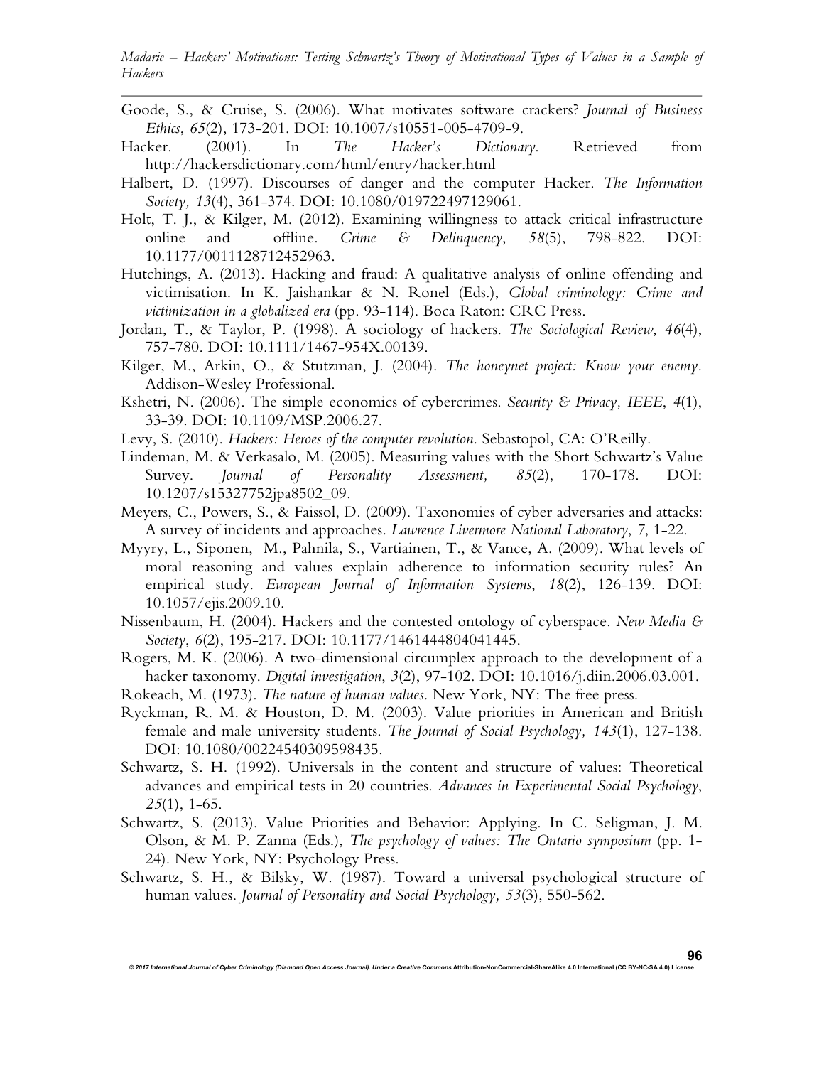Goode, S., & Cruise, S. (2006). What motivates software crackers? *Journal of Business Ethics*, *65*(2), 173-201. DOI: 10.1007/s10551-005-4709-9.

Hacker. (2001). In *The Hacker's Dictionary*. Retrieved from http://hackersdictionary.com/html/entry/hacker.html

Halbert, D. (1997). Discourses of danger and the computer Hacker. *The Information Society, 13*(4), 361-374. DOI: 10.1080/019722497129061.

Holt, T. J., & Kilger, M. (2012). Examining willingness to attack critical infrastructure online and offline. *Crime & Delinquency*, *58*(5), 798-822. DOI: 10.1177/0011128712452963.

Hutchings, A. (2013). Hacking and fraud: A qualitative analysis of online offending and victimisation. In K. Jaishankar & N. Ronel (Eds.), *Global criminology: Crime and victimization in a globalized era* (pp. 93-114). Boca Raton: CRC Press.

Jordan, T., & Taylor, P. (1998). A sociology of hackers. *The Sociological Review*, *46*(4), 757-780. DOI: 10.1111/1467-954X.00139.

Kilger, M., Arkin, O., & Stutzman, J. (2004). *The honeynet project: Know your enemy*. Addison-Wesley Professional.

Kshetri, N. (2006). The simple economics of cybercrimes. *Security & Privacy, IEEE*, *4*(1), 33-39. DOI: 10.1109/MSP.2006.27.

Levy, S. (2010). *Hackers: Heroes of the computer revolution*. Sebastopol, CA: O'Reilly.

Lindeman, M. & Verkasalo, M. (2005). Measuring values with the Short Schwartz's Value Survey. *Journal of Personality Assessment, 85*(2), 170-178. DOI: 10.1207/s15327752jpa8502_09.

Meyers, C., Powers, S., & Faissol, D. (2009). Taxonomies of cyber adversaries and attacks: A survey of incidents and approaches. *Lawrence Livermore National Laboratory*, 7, 1-22.

Myyry, L., Siponen, M., Pahnila, S., Vartiainen, T., & Vance, A. (2009). What levels of moral reasoning and values explain adherence to information security rules? An empirical study. *European Journal of Information Systems*, *18*(2), 126-139. DOI: 10.1057/ejis.2009.10.

Nissenbaum, H. (2004). Hackers and the contested ontology of cyberspace. *New Media & Society*, *6*(2), 195-217. DOI: 10.1177/1461444804041445.

Rogers, M. K. (2006). A two-dimensional circumplex approach to the development of a hacker taxonomy. *Digital investigation*, *3*(2), 97-102. DOI: 10.1016/j.diin.2006.03.001.

Rokeach, M. (1973). *The nature of human values*. New York, NY: The free press.

Ryckman, R. M. & Houston, D. M. (2003). Value priorities in American and British female and male university students. *The Journal of Social Psychology, 143*(1), 127-138. DOI: 10.1080/00224540309598435.

Schwartz, S. H. (1992). Universals in the content and structure of values: Theoretical advances and empirical tests in 20 countries. *Advances in Experimental Social Psychology*, *25*(1), 1-65.

Schwartz, S. (2013). Value Priorities and Behavior: Applying. In C. Seligman, J. M. Olson, & M. P. Zanna (Eds.), *The psychology of values: The Ontario symposium* (pp. 1-24). New York, NY: Psychology Press.

Schwartz, S. H., & Bilsky, W. (1987). Toward a universal psychological structure of human values. *Journal of Personality and Social Psychology, 53*(3), 550-562.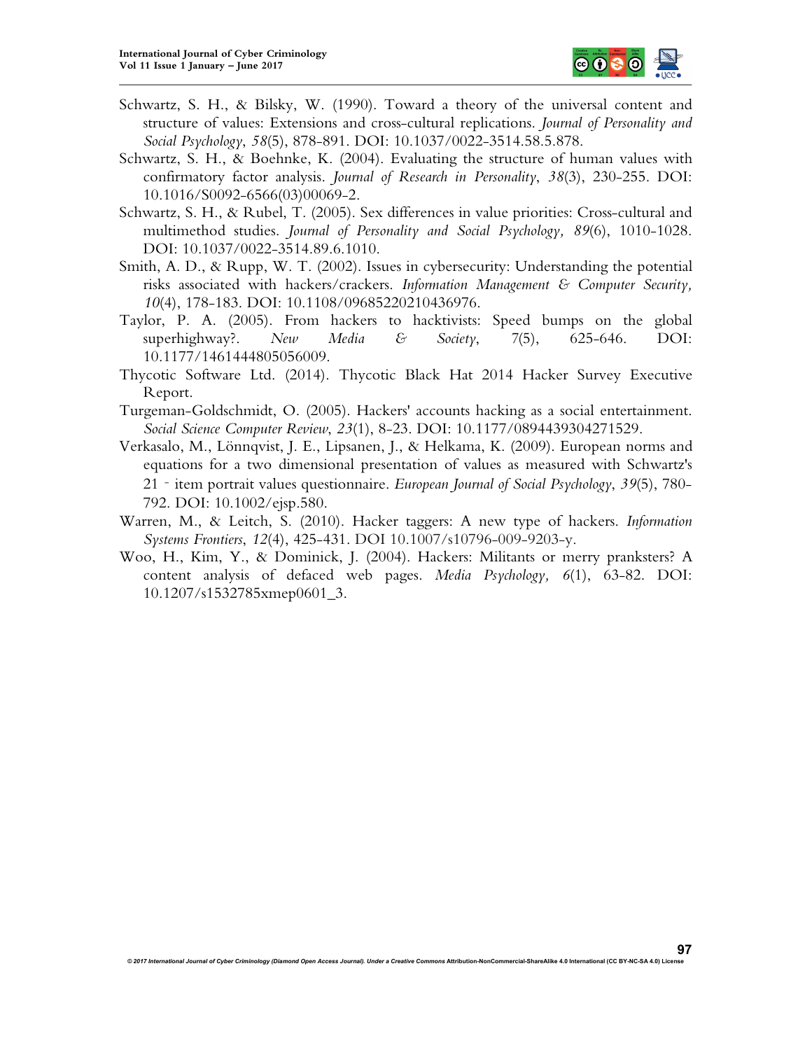Schwartz, S. H., & Bilsky, W. (1990). Toward a theory of the universal content and structure of values: Extensions and cross-cultural replications. *Journal of Personality and Social Psychology*, *58*(5), 878-891. DOI: 10.1037/0022-3514.58.5.878.

Schwartz, S. H., & Boehnke, K. (2004). Evaluating the structure of human values with confirmatory factor analysis. *Journal of Research in Personality*, *38*(3), 230-255. DOI: 10.1016/S0092-6566(03)00069-2.

Schwartz, S. H., & Rubel, T. (2005). Sex differences in value priorities: Cross-cultural and multimethod studies. *Journal of Personality and Social Psychology, 89*(6), 1010-1028. DOI: 10.1037/0022-3514.89.6.1010.

Smith, A. D., & Rupp, W. T. (2002). Issues in cybersecurity: Understanding the potential risks associated with hackers/crackers. *Information Management & Computer Security, 10*(4), 178-183. DOI: 10.1108/09685220210436976.

Taylor, P. A. (2005). From hackers to hacktivists: Speed bumps on the global superhighway?. *New Media & Society*, 7(5), 625-646. DOI: 10.1177/1461444805056009.

Thycotic Software Ltd. (2014). Thycotic Black Hat 2014 Hacker Survey Executive Report.

Turgeman-Goldschmidt, O. (2005). Hackers' accounts hacking as a social entertainment. *Social Science Computer Review*, *23*(1), 8-23. DOI: 10.1177/0894439304271529.

Verkasalo, M., Lönnqvist, J. E., Lipsanen, J., & Helkama, K. (2009). European norms and equations for a two dimensional presentation of values as measured with Schwartz's 21 - item portrait values questionnaire. *European Journal of Social Psychology*, *39*(5), 780-792. DOI: 10.1002/ejsp.580.

Warren, M., & Leitch, S. (2010). Hacker taggers: A new type of hackers. *Information Systems Frontiers*, *12*(4), 425-431. DOI 10.1007/s10796-009-9203-y.

Woo, H., Kim, Y., & Dominick, J. (2004). Hackers: Militants or merry pranksters? A content analysis of defaced web pages. *Media Psychology, 6*(1), 63-82. DOI: 10.1207/s1532785xmep0601_3.